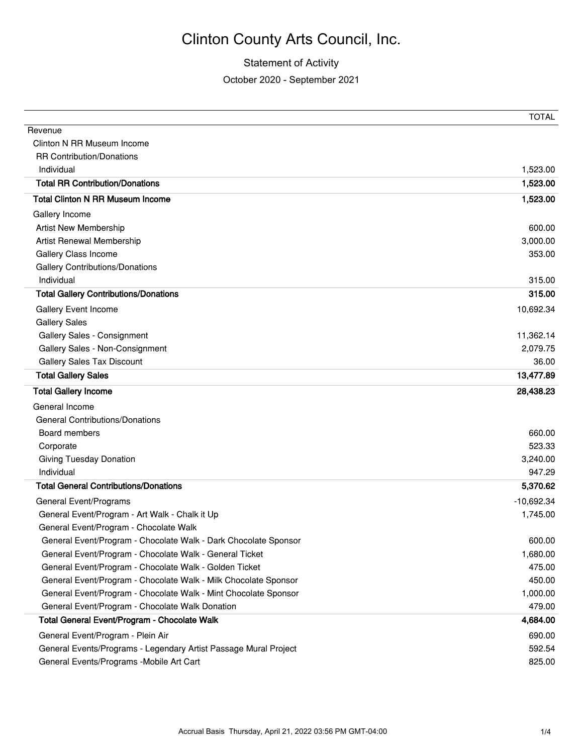# Clinton County Arts Council, Inc.

Statement of Activity

October 2020 - September 2021

| | TOTAL |
|---|---|
| Revenue | |
| Clinton N RR Museum Income | |
| RR Contribution/Donations | |
| Individual | 1,523.00 |
| **Total RR Contribution/Donations** | **1,523.00** |
| **Total Clinton N RR Museum Income** | **1,523.00** |
| Gallery Income | |
| Artist New Membership | 600.00 |
| Artist Renewal Membership | 3,000.00 |
| Gallery Class Income | 353.00 |
| Gallery Contributions/Donations | |
| Individual | 315.00 |
| **Total Gallery Contributions/Donations** | **315.00** |
| Gallery Event Income | 10,692.34 |
| Gallery Sales | |
| Gallery Sales - Consignment | 11,362.14 |
| Gallery Sales - Non-Consignment | 2,079.75 |
| Gallery Sales Tax Discount | 36.00 |
| **Total Gallery Sales** | **13,477.89** |
| **Total Gallery Income** | **28,438.23** |
| General Income | |
| General Contributions/Donations | |
| Board members | 660.00 |
| Corporate | 523.33 |
| Giving Tuesday Donation | 3,240.00 |
| Individual | 947.29 |
| **Total General Contributions/Donations** | **5,370.62** |
| General Event/Programs | -10,692.34 |
| General Event/Program - Art Walk - Chalk it Up | 1,745.00 |
| General Event/Program - Chocolate Walk | |
| General Event/Program - Chocolate Walk - Dark Chocolate Sponsor | 600.00 |
| General Event/Program - Chocolate Walk - General Ticket | 1,680.00 |
| General Event/Program - Chocolate Walk - Golden Ticket | 475.00 |
| General Event/Program - Chocolate Walk - Milk Chocolate Sponsor | 450.00 |
| General Event/Program - Chocolate Walk - Mint Chocolate Sponsor | 1,000.00 |
| General Event/Program - Chocolate Walk Donation | 479.00 |
| **Total General Event/Program - Chocolate Walk** | **4,684.00** |
| General Event/Program - Plein Air | 690.00 |
| General Events/Programs - Legendary Artist Passage Mural Project | 592.54 |
| General Events/Programs -Mobile Art Cart | 825.00 |

Accrual Basis Thursday, April 21, 2022 03:56 PM GMT-04:00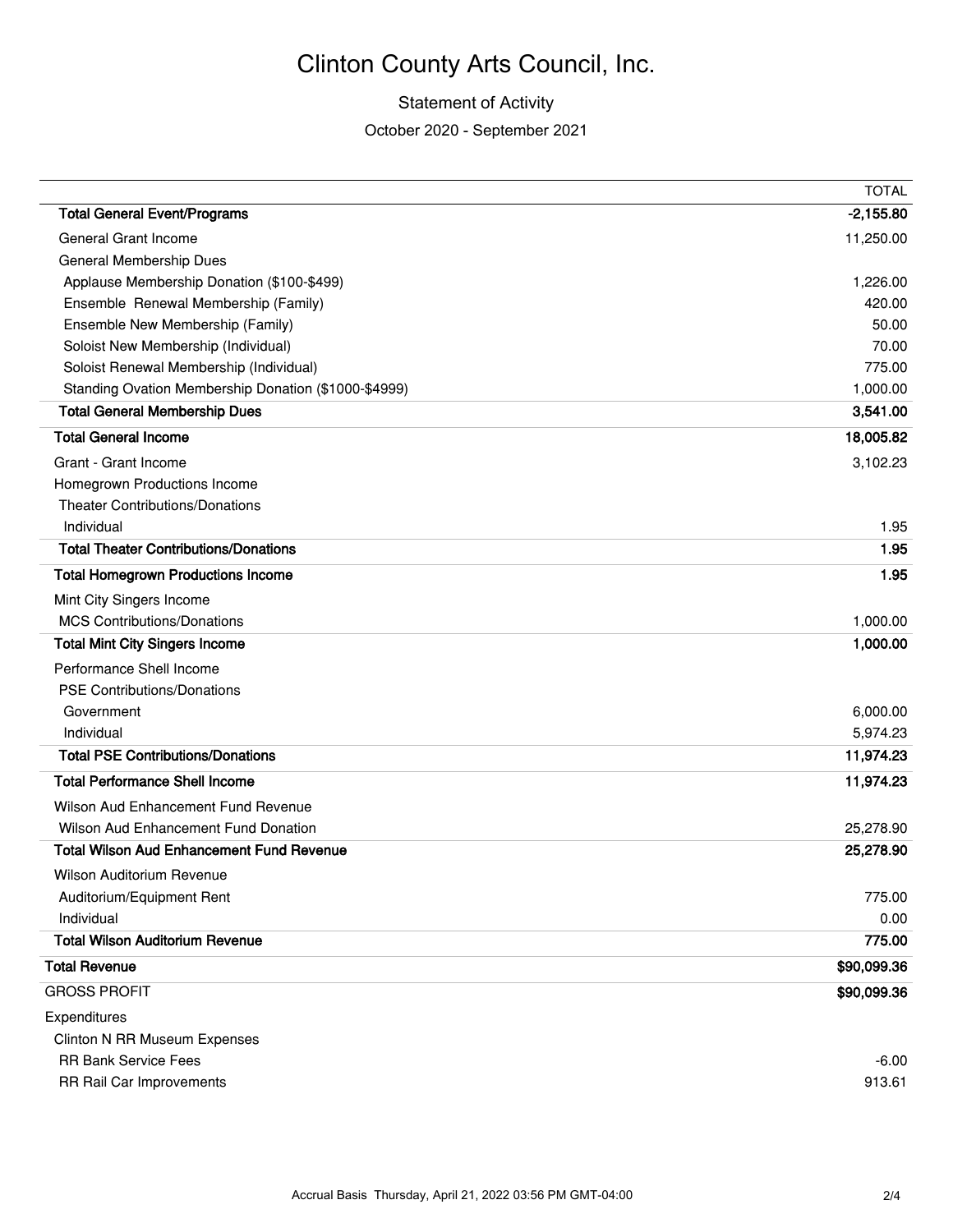# Clinton County Arts Council, Inc.

Statement of Activity

October 2020 - September 2021

| | TOTAL |
|---|---|
| **Total General Event/Programs** | **-2,155.80** |
| General Grant Income | 11,250.00 |
| General Membership Dues | |
| Applause Membership Donation ($100-$499) | 1,226.00 |
| Ensemble  Renewal Membership (Family) | 420.00 |
| Ensemble New Membership (Family) | 50.00 |
| Soloist New Membership (Individual) | 70.00 |
| Soloist Renewal Membership (Individual) | 775.00 |
| Standing Ovation Membership Donation ($1000-$4999) | 1,000.00 |
| **Total General Membership Dues** | **3,541.00** |
| **Total General Income** | **18,005.82** |
| Grant - Grant Income | 3,102.23 |
| Homegrown Productions Income | |
| Theater Contributions/Donations | |
| Individual | 1.95 |
| **Total Theater Contributions/Donations** | **1.95** |
| **Total Homegrown Productions Income** | **1.95** |
| Mint City Singers Income | |
| MCS Contributions/Donations | 1,000.00 |
| **Total Mint City Singers Income** | **1,000.00** |
| Performance Shell Income | |
| PSE Contributions/Donations | |
| Government | 6,000.00 |
| Individual | 5,974.23 |
| **Total PSE Contributions/Donations** | **11,974.23** |
| **Total Performance Shell Income** | **11,974.23** |
| Wilson Aud Enhancement Fund Revenue | |
| Wilson Aud Enhancement Fund Donation | 25,278.90 |
| **Total Wilson Aud Enhancement Fund Revenue** | **25,278.90** |
| Wilson Auditorium Revenue | |
| Auditorium/Equipment Rent | 775.00 |
| Individual | 0.00 |
| **Total Wilson Auditorium Revenue** | **775.00** |
| **Total Revenue** | **$90,099.36** |
| GROSS PROFIT | **$90,099.36** |
| Expenditures | |
| Clinton N RR Museum Expenses | |
| RR Bank Service Fees | -6.00 |
| RR Rail Car Improvements | 913.61 |

Accrual Basis  Thursday, April 21, 2022 03:56 PM GMT-04:00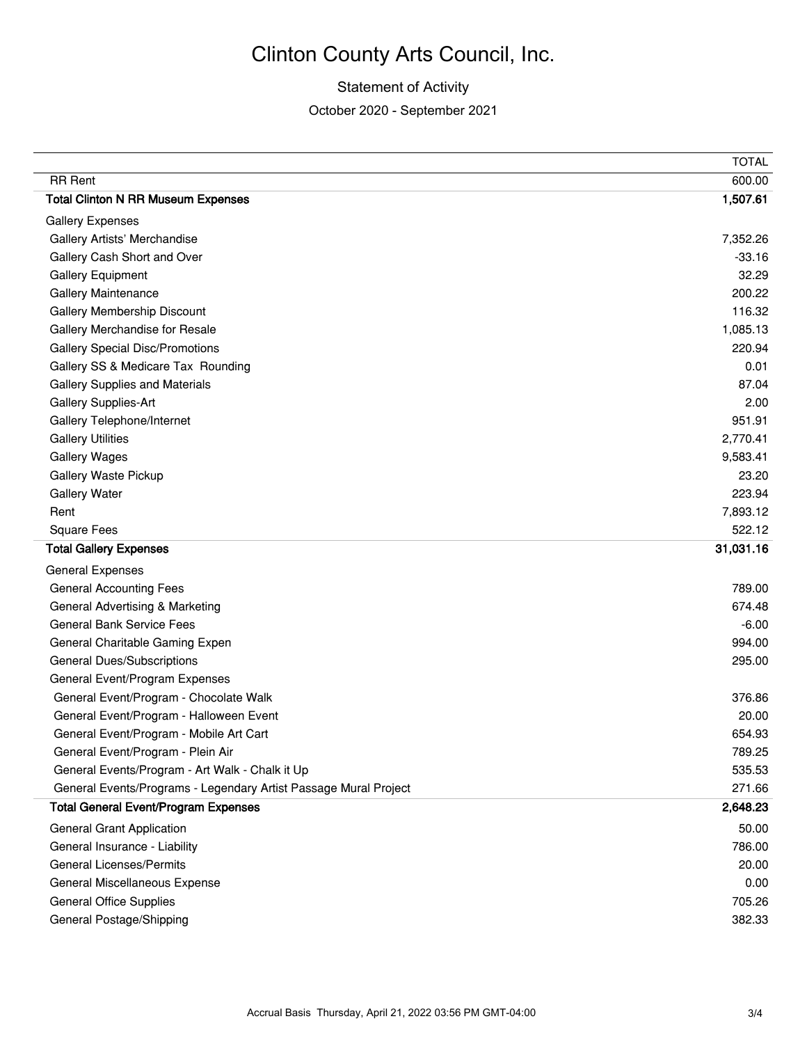# Clinton County Arts Council, Inc.

## Statement of Activity

October 2020 - September 2021

| | TOTAL |
|---|---|
| RR Rent | 600.00 |
| **Total Clinton N RR Museum Expenses** | **1,507.61** |
| Gallery Expenses | |
| Gallery Artists' Merchandise | 7,352.26 |
| Gallery Cash Short and Over | -33.16 |
| Gallery Equipment | 32.29 |
| Gallery Maintenance | 200.22 |
| Gallery Membership Discount | 116.32 |
| Gallery Merchandise for Resale | 1,085.13 |
| Gallery Special Disc/Promotions | 220.94 |
| Gallery SS & Medicare Tax Rounding | 0.01 |
| Gallery Supplies and Materials | 87.04 |
| Gallery Supplies-Art | 2.00 |
| Gallery Telephone/Internet | 951.91 |
| Gallery Utilities | 2,770.41 |
| Gallery Wages | 9,583.41 |
| Gallery Waste Pickup | 23.20 |
| Gallery Water | 223.94 |
| Rent | 7,893.12 |
| Square Fees | 522.12 |
| **Total Gallery Expenses** | **31,031.16** |
| General Expenses | |
| General Accounting Fees | 789.00 |
| General Advertising & Marketing | 674.48 |
| General Bank Service Fees | -6.00 |
| General Charitable Gaming Expen | 994.00 |
| General Dues/Subscriptions | 295.00 |
| General Event/Program Expenses | |
| General Event/Program - Chocolate Walk | 376.86 |
| General Event/Program - Halloween Event | 20.00 |
| General Event/Program - Mobile Art Cart | 654.93 |
| General Event/Program - Plein Air | 789.25 |
| General Events/Program - Art Walk - Chalk it Up | 535.53 |
| General Events/Programs - Legendary Artist Passage Mural Project | 271.66 |
| **Total General Event/Program Expenses** | **2,648.23** |
| General Grant Application | 50.00 |
| General Insurance - Liability | 786.00 |
| General Licenses/Permits | 20.00 |
| General Miscellaneous Expense | 0.00 |
| General Office Supplies | 705.26 |
| General Postage/Shipping | 382.33 |

Accrual Basis Thursday, April 21, 2022 03:56 PM GMT-04:00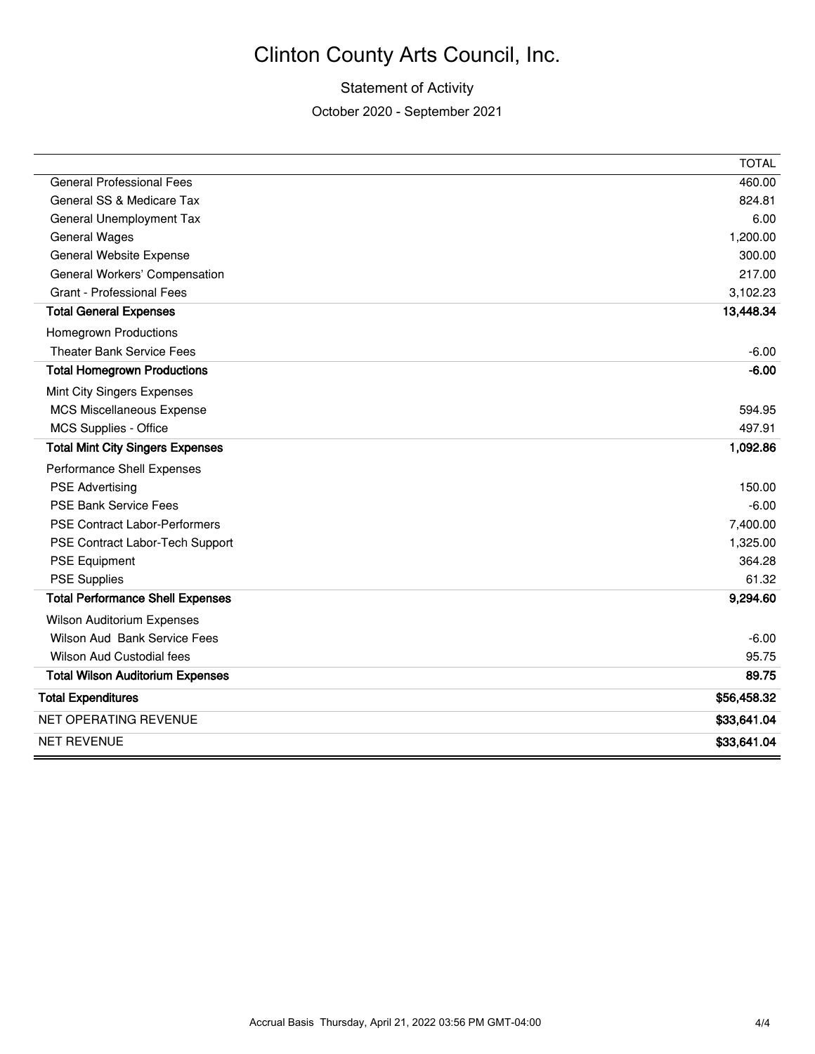# Clinton County Arts Council, Inc.

Statement of Activity

October 2020 - September 2021

| | TOTAL |
|---|---|
| General Professional Fees | 460.00 |
| General SS & Medicare Tax | 824.81 |
| General Unemployment Tax | 6.00 |
| General Wages | 1,200.00 |
| General Website Expense | 300.00 |
| General Workers' Compensation | 217.00 |
| Grant - Professional Fees | 3,102.23 |
| **Total General Expenses** | **13,448.34** |
| Homegrown Productions | |
| Theater Bank Service Fees | -6.00 |
| **Total Homegrown Productions** | **-6.00** |
| Mint City Singers Expenses | |
| MCS Miscellaneous Expense | 594.95 |
| MCS Supplies - Office | 497.91 |
| **Total Mint City Singers Expenses** | **1,092.86** |
| Performance Shell Expenses | |
| PSE Advertising | 150.00 |
| PSE Bank Service Fees | -6.00 |
| PSE Contract Labor-Performers | 7,400.00 |
| PSE Contract Labor-Tech Support | 1,325.00 |
| PSE Equipment | 364.28 |
| PSE Supplies | 61.32 |
| **Total Performance Shell Expenses** | **9,294.60** |
| Wilson Auditorium Expenses | |
| Wilson Aud Bank Service Fees | -6.00 |
| Wilson Aud Custodial fees | 95.75 |
| **Total Wilson Auditorium Expenses** | **89.75** |
| **Total Expenditures** | **$56,458.32** |
| NET OPERATING REVENUE | **$33,641.04** |
| NET REVENUE | **$33,641.04** |

Accrual Basis Thursday, April 21, 2022 03:56 PM GMT-04:00